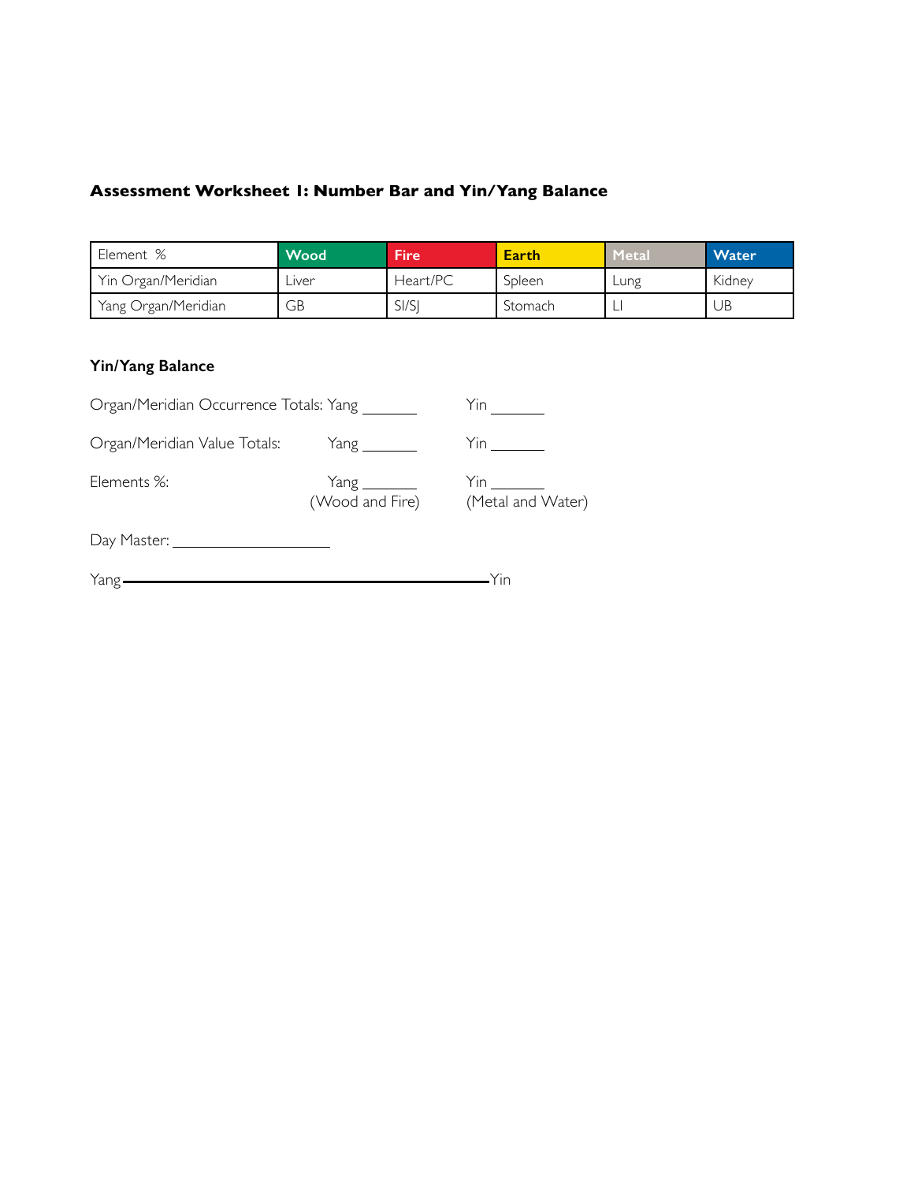## Assessment Worksheet 1: Number Bar and Yin/Yang Balance

| Element % | Wood | Fire | Earth | Metal | Water |
|---|---|---|---|---|---|
| Yin Organ/Meridian | Liver | Heart/PC | Spleen | Lung | Kidney |
| Yang Organ/Meridian | GB | SI/SJ | Stomach | LI | UB |

### Yin/Yang Balance

Organ/Meridian Occurrence Totals: Yang _______ Yin _______

Organ/Meridian Value Totals: Yang _______ Yin _______

Elements %: Yang _______ (Wood and Fire) Yin _______ (Metal and Water)

Day Master: ____________________

Yang ————————————————————————— Yin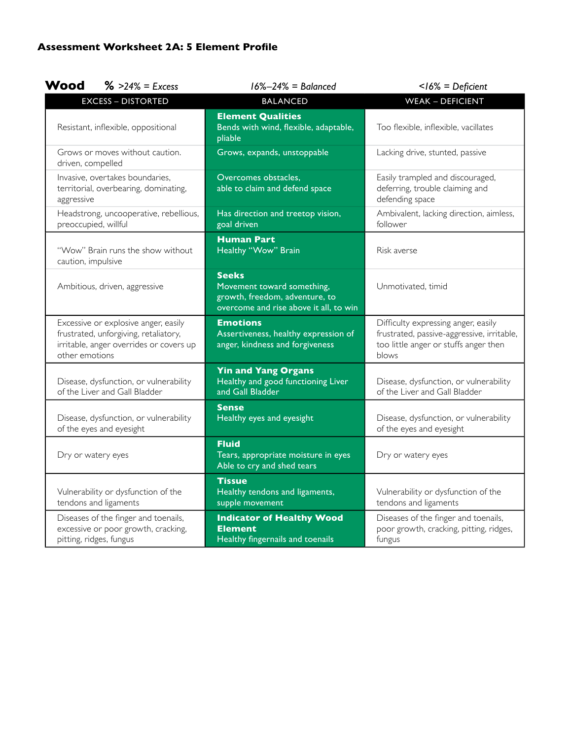# Assessment Worksheet 2A: 5 Element Profile

**Wood** **%** *>24% = Excess* *16%–24% = Balanced* *<16% = Deficient*

| EXCESS – DISTORTED | BALANCED | WEAK – DEFICIENT |
|---|---|---|
| Resistant, inflexible, oppositional | **Element Qualities** Bends with wind, flexible, adaptable, pliable | Too flexible, inflexible, vacillates |
| Grows or moves without caution. driven, compelled | Grows, expands, unstoppable | Lacking drive, stunted, passive |
| Invasive, overtakes boundaries, territorial, overbearing, dominating, aggressive | Overcomes obstacles, able to claim and defend space | Easily trampled and discouraged, deferring, trouble claiming and defending space |
| Headstrong, uncooperative, rebellious, preoccupied, willful | Has direction and treetop vision, goal driven | Ambivalent, lacking direction, aimless, follower |
| "Wow" Brain runs the show without caution, impulsive | **Human Part** Healthy "Wow" Brain | Risk averse |
| Ambitious, driven, aggressive | **Seeks** Movement toward something, growth, freedom, adventure, to overcome and rise above it all, to win | Unmotivated, timid |
| Excessive or explosive anger, easily frustrated, unforgiving, retaliatory, irritable, anger overrides or covers up other emotions | **Emotions** Assertiveness, healthy expression of anger, kindness and forgiveness | Difficulty expressing anger, easily frustrated, passive-aggressive, irritable, too little anger or stuffs anger then blows |
| Disease, dysfunction, or vulnerability of the Liver and Gall Bladder | **Yin and Yang Organs** Healthy and good functioning Liver and Gall Bladder | Disease, dysfunction, or vulnerability of the Liver and Gall Bladder |
| Disease, dysfunction, or vulnerability of the eyes and eyesight | **Sense** Healthy eyes and eyesight | Disease, dysfunction, or vulnerability of the eyes and eyesight |
| Dry or watery eyes | **Fluid** Tears, appropriate moisture in eyes Able to cry and shed tears | Dry or watery eyes |
| Vulnerability or dysfunction of the tendons and ligaments | **Tissue** Healthy tendons and ligaments, supple movement | Vulnerability or dysfunction of the tendons and ligaments |
| Diseases of the finger and toenails, excessive or poor growth, cracking, pitting, ridges, fungus | **Indicator of Healthy Wood Element** Healthy fingernails and toenails | Diseases of the finger and toenails, poor growth, cracking, pitting, ridges, fungus |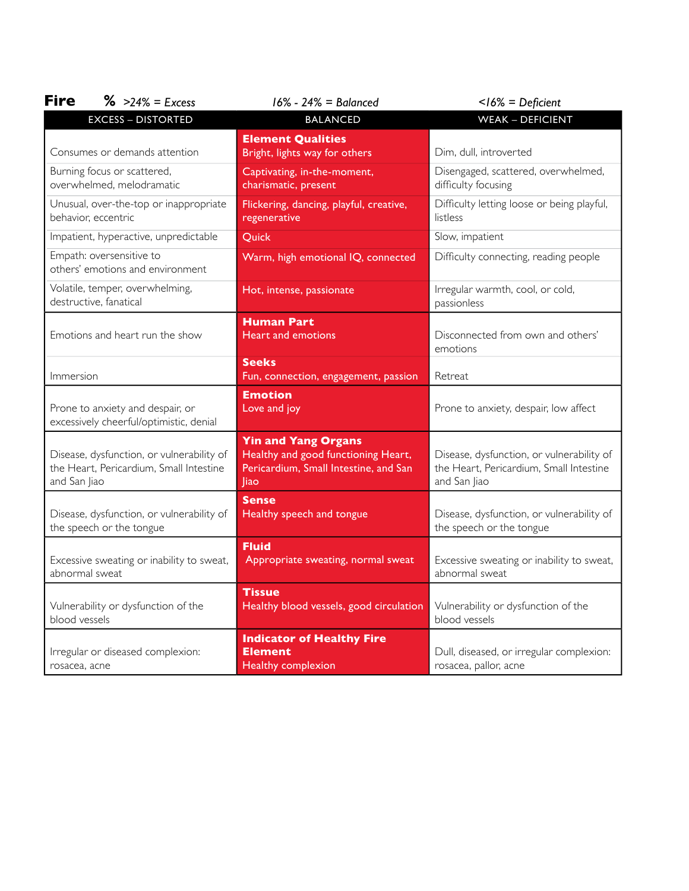## Fire

**%** *>24% = Excess* | *16% - 24% = Balanced* | *<16% = Deficient*

| EXCESS – DISTORTED | BALANCED | WEAK – DEFICIENT |
|---|---|---|
| Consumes or demands attention | **Element Qualities** Bright, lights way for others | Dim, dull, introverted |
| Burning focus or scattered, overwhelmed, melodramatic | Captivating, in-the-moment, charismatic, present | Disengaged, scattered, overwhelmed, difficulty focusing |
| Unusual, over-the-top or inappropriate behavior, eccentric | Flickering, dancing, playful, creative, regenerative | Difficulty letting loose or being playful, listless |
| Impatient, hyperactive, unpredictable | Quick | Slow, impatient |
| Empath: oversensitive to others' emotions and environment | Warm, high emotional IQ, connected | Difficulty connecting, reading people |
| Volatile, temper, overwhelming, destructive, fanatical | Hot, intense, passionate | Irregular warmth, cool, or cold, passionless |
| Emotions and heart run the show | **Human Part** Heart and emotions | Disconnected from own and others' emotions |
| Immersion | **Seeks** Fun, connection, engagement, passion | Retreat |
| Prone to anxiety and despair, or excessively cheerful/optimistic, denial | **Emotion** Love and joy | Prone to anxiety, despair, low affect |
| Disease, dysfunction, or vulnerability of the Heart, Pericardium, Small Intestine and San Jiao | **Yin and Yang Organs** Healthy and good functioning Heart, Pericardium, Small Intestine, and San Jiao | Disease, dysfunction, or vulnerability of the Heart, Pericardium, Small Intestine and San Jiao |
| Disease, dysfunction, or vulnerability of the speech or the tongue | **Sense** Healthy speech and tongue | Disease, dysfunction, or vulnerability of the speech or the tongue |
| Excessive sweating or inability to sweat, abnormal sweat | **Fluid** Appropriate sweating, normal sweat | Excessive sweating or inability to sweat, abnormal sweat |
| Vulnerability or dysfunction of the blood vessels | **Tissue** Healthy blood vessels, good circulation | Vulnerability or dysfunction of the blood vessels |
| Irregular or diseased complexion: rosacea, acne | **Indicator of Healthy Fire Element** Healthy complexion | Dull, diseased, or irregular complexion: rosacea, pallor, acne |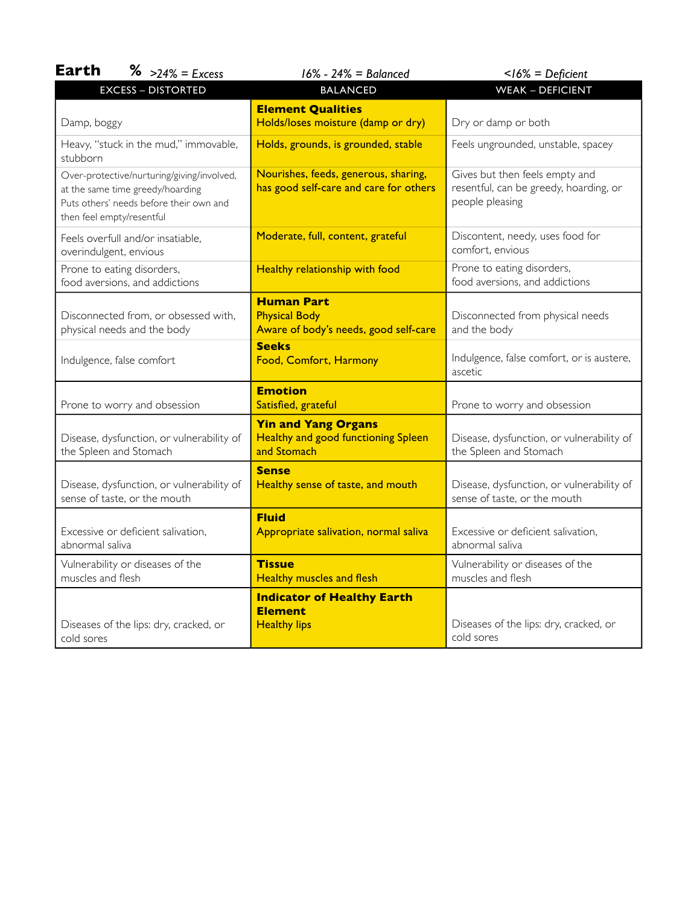**Earth** **%** *>24% = Excess* *16% - 24% = Balanced* *<16% = Deficient*

| EXCESS – DISTORTED | BALANCED | WEAK – DEFICIENT |
|---|---|---|
| Damp, boggy | **Element Qualities**<br>Holds/loses moisture (damp or dry) | Dry or damp or both |
| Heavy, "stuck in the mud," immovable, stubborn | Holds, grounds, is grounded, stable | Feels ungrounded, unstable, spacey |
| Over-protective/nurturing/giving/involved, at the same time greedy/hoarding<br>Puts others' needs before their own and then feel empty/resentful | Nourishes, feeds, generous, sharing, has good self-care and care for others | Gives but then feels empty and resentful, can be greedy, hoarding, or people pleasing |
| Feels overfull and/or insatiable, overindulgent, envious | Moderate, full, content, grateful | Discontent, needy, uses food for comfort, envious |
| Prone to eating disorders, food aversions, and addictions | Healthy relationship with food | Prone to eating disorders, food aversions, and addictions |
| Disconnected from, or obsessed with, physical needs and the body | **Human Part**<br>Physical Body<br>Aware of body's needs, good self-care | Disconnected from physical needs and the body |
| Indulgence, false comfort | **Seeks**<br>Food, Comfort, Harmony | Indulgence, false comfort, or is austere, ascetic |
| Prone to worry and obsession | **Emotion**<br>Satisfied, grateful | Prone to worry and obsession |
| Disease, dysfunction, or vulnerability of the Spleen and Stomach | **Yin and Yang Organs**<br>Healthy and good functioning Spleen and Stomach | Disease, dysfunction, or vulnerability of the Spleen and Stomach |
| Disease, dysfunction, or vulnerability of sense of taste, or the mouth | **Sense**<br>Healthy sense of taste, and mouth | Disease, dysfunction, or vulnerability of sense of taste, or the mouth |
| Excessive or deficient salivation, abnormal saliva | **Fluid**<br>Appropriate salivation, normal saliva | Excessive or deficient salivation, abnormal saliva |
| Vulnerability or diseases of the muscles and flesh | **Tissue**<br>Healthy muscles and flesh | Vulnerability or diseases of the muscles and flesh |
| Diseases of the lips: dry, cracked, or cold sores | **Indicator of Healthy Earth Element**<br>Healthy lips | Diseases of the lips: dry, cracked, or cold sores |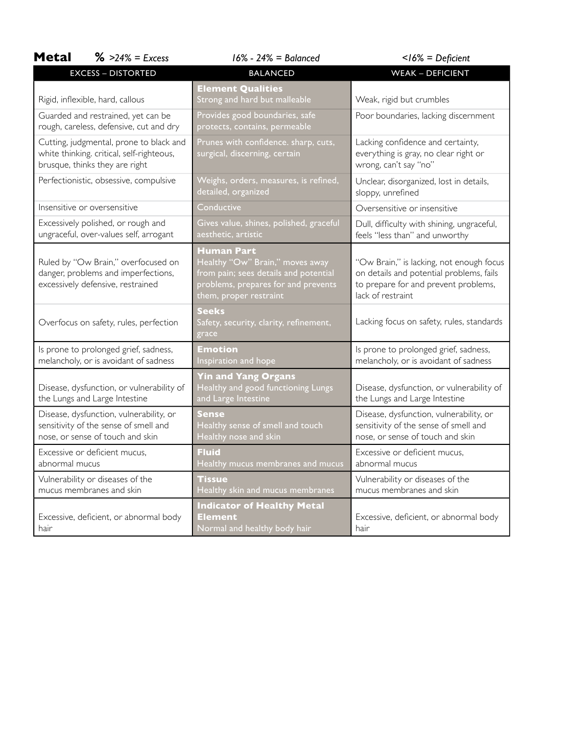## Metal **%** *>24% = Excess* *16% - 24% = Balanced* *<16% = Deficient*

| EXCESS – DISTORTED | BALANCED | WEAK – DEFICIENT |
|---|---|---|
| Rigid, inflexible, hard, callous | **Element Qualities** Strong and hard but malleable | Weak, rigid but crumbles |
| Guarded and restrained, yet can be rough, careless, defensive, cut and dry | Provides good boundaries, safe protects, contains, permeable | Poor boundaries, lacking discernment |
| Cutting, judgmental, prone to black and white thinking. critical, self-righteous, brusque, thinks they are right | Prunes with confidence. sharp, cuts, surgical, discerning, certain | Lacking confidence and certainty, everything is gray, no clear right or wrong, can't say "no" |
| Perfectionistic, obsessive, compulsive | Weighs, orders, measures, is refined, detailed, organized | Unclear, disorganized, lost in details, sloppy, unrefined |
| Insensitive or oversensitive | Conductive | Oversensitive or insensitive |
| Excessively polished, or rough and ungraceful, over-values self, arrogant | Gives value, shines, polished, graceful aesthetic, artistic | Dull, difficulty with shining, ungraceful, feels "less than" and unworthy |
| Ruled by "Ow Brain," overfocused on danger, problems and imperfections, excessively defensive, restrained | **Human Part** Healthy "Ow" Brain," moves away from pain; sees details and potential problems, prepares for and prevents them, proper restraint | "Ow Brain," is lacking, not enough focus on details and potential problems, fails to prepare for and prevent problems, lack of restraint |
| Overfocus on safety, rules, perfection | **Seeks** Safety, security, clarity, refinement, grace | Lacking focus on safety, rules, standards |
| Is prone to prolonged grief, sadness, melancholy, or is avoidant of sadness | **Emotion** Inspiration and hope | Is prone to prolonged grief, sadness, melancholy, or is avoidant of sadness |
| Disease, dysfunction, or vulnerability of the Lungs and Large Intestine | **Yin and Yang Organs** Healthy and good functioning Lungs and Large Intestine | Disease, dysfunction, or vulnerability of the Lungs and Large Intestine |
| Disease, dysfunction, vulnerability, or sensitivity of the sense of smell and nose, or sense of touch and skin | **Sense** Healthy sense of smell and touch Healthy nose and skin | Disease, dysfunction, vulnerability, or sensitivity of the sense of smell and nose, or sense of touch and skin |
| Excessive or deficient mucus, abnormal mucus | **Fluid** Healthy mucus membranes and mucus | Excessive or deficient mucus, abnormal mucus |
| Vulnerability or diseases of the mucus membranes and skin | **Tissue** Healthy skin and mucus membranes | Vulnerability or diseases of the mucus membranes and skin |
| Excessive, deficient, or abnormal body hair | **Indicator of Healthy Metal Element** Normal and healthy body hair | Excessive, deficient, or abnormal body hair |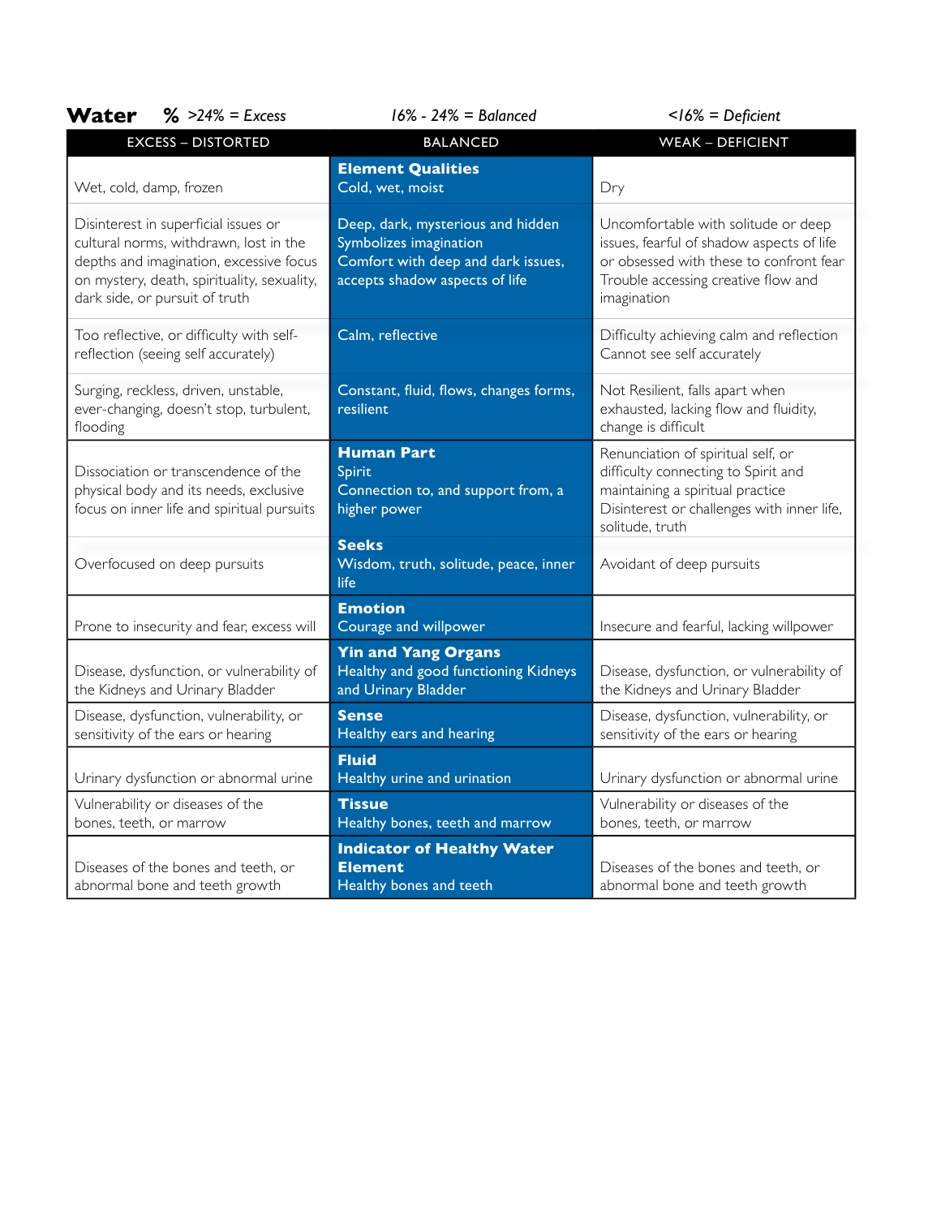**Water** % *>24% = Excess* *16% - 24% = Balanced* *<16% = Deficient*

| EXCESS – DISTORTED | BALANCED | WEAK – DEFICIENT |
|---|---|---|
| Wet, cold, damp, frozen | **Element Qualities**<br>Cold, wet, moist | Dry |
| Disinterest in superficial issues or cultural norms, withdrawn, lost in the depths and imagination, excessive focus on mystery, death, spirituality, sexuality, dark side, or pursuit of truth | Deep, dark, mysterious and hidden<br>Symbolizes imagination<br>Comfort with deep and dark issues, accepts shadow aspects of life | Uncomfortable with solitude or deep issues, fearful of shadow aspects of life or obsessed with these to confront fear<br>Trouble accessing creative flow and imagination |
| Too reflective, or difficulty with self-reflection (seeing self accurately) | Calm, reflective | Difficulty achieving calm and reflection<br>Cannot see self accurately |
| Surging, reckless, driven, unstable, ever-changing, doesn't stop, turbulent, flooding | Constant, fluid, flows, changes forms, resilient | Not Resilient, falls apart when exhausted, lacking flow and fluidity, change is difficult |
| Dissociation or transcendence of the physical body and its needs, exclusive focus on inner life and spiritual pursuits | **Human Part**<br>Spirit<br>Connection to, and support from, a higher power | Renunciation of spiritual self, or difficulty connecting to Spirit and maintaining a spiritual practice<br>Disinterest or challenges with inner life, solitude, truth |
| Overfocused on deep pursuits | **Seeks**<br>Wisdom, truth, solitude, peace, inner life | Avoidant of deep pursuits |
| Prone to insecurity and fear, excess will | **Emotion**<br>Courage and willpower | Insecure and fearful, lacking willpower |
| Disease, dysfunction, or vulnerability of the Kidneys and Urinary Bladder | **Yin and Yang Organs**<br>Healthy and good functioning Kidneys and Urinary Bladder | Disease, dysfunction, or vulnerability of the Kidneys and Urinary Bladder |
| Disease, dysfunction, vulnerability, or sensitivity of the ears or hearing | **Sense**<br>Healthy ears and hearing | Disease, dysfunction, vulnerability, or sensitivity of the ears or hearing |
| Urinary dysfunction or abnormal urine | **Fluid**<br>Healthy urine and urination | Urinary dysfunction or abnormal urine |
| Vulnerability or diseases of the bones, teeth, or marrow | **Tissue**<br>Healthy bones, teeth and marrow | Vulnerability or diseases of the bones, teeth, or marrow |
| Diseases of the bones and teeth, or abnormal bone and teeth growth | **Indicator of Healthy Water Element**<br>Healthy bones and teeth | Diseases of the bones and teeth, or abnormal bone and teeth growth |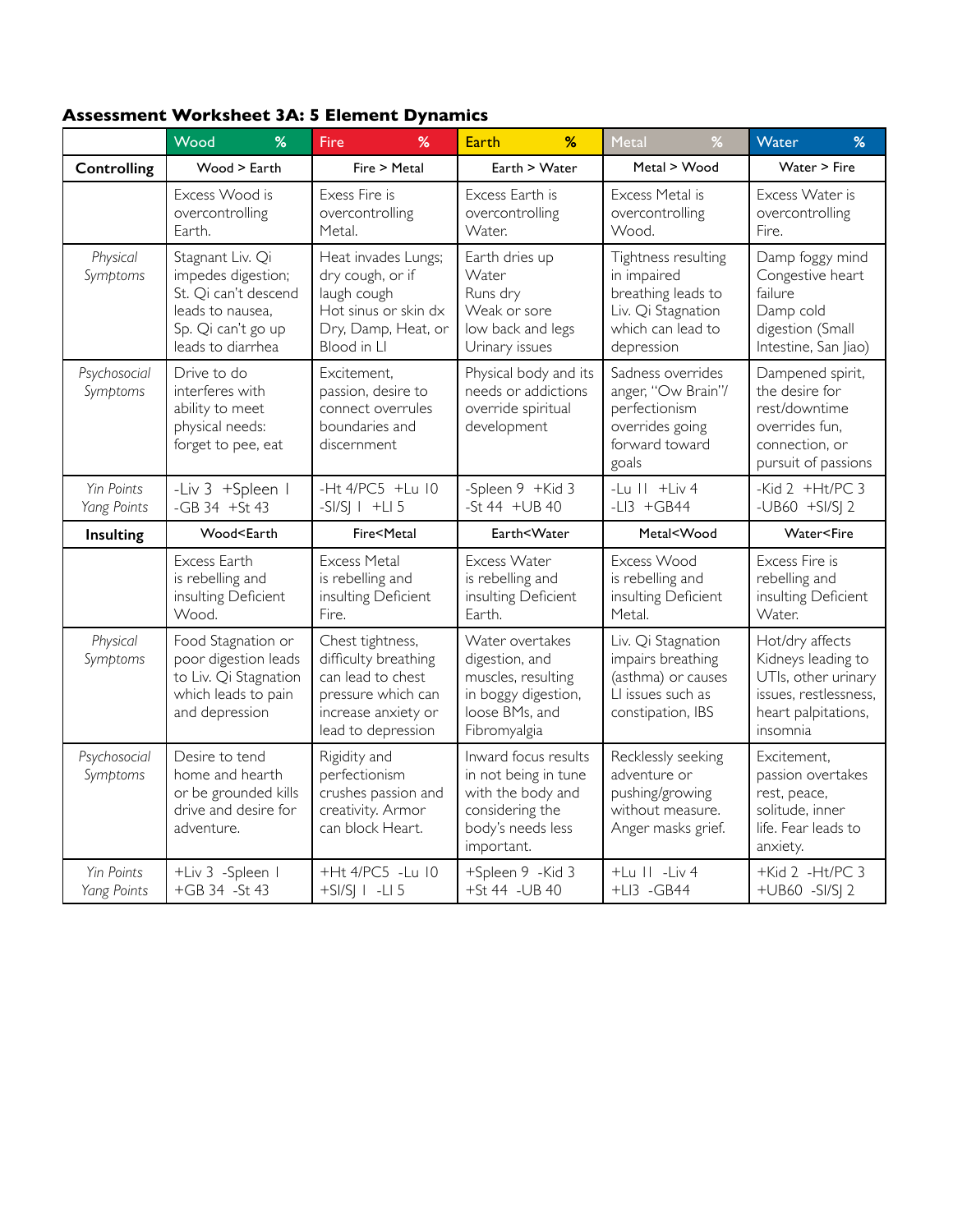**Assessment Worksheet 3A: 5 Element Dynamics**

| | Wood % | Fire % | Earth % | Metal % | Water % |
|---|---|---|---|---|---|
| **Controlling** | Wood > Earth | Fire > Metal | Earth > Water | Metal > Wood | Water > Fire |
| | Excess Wood is overcontrolling Earth. | Excess Fire is overcontrolling Metal. | Excess Earth is overcontrolling Water. | Excess Metal is overcontrolling Wood. | Excess Water is overcontrolling Fire. |
| *Physical Symptoms* | Stagnant Liv. Qi impedes digestion; St. Qi can't descend leads to nausea, Sp. Qi can't go up leads to diarrhea | Heat invades Lungs; dry cough, or if laugh cough Hot sinus or skin dx Dry, Damp, Heat, or Blood in LI | Earth dries up Water Runs dry Weak or sore low back and legs Urinary issues | Tightness resulting in impaired breathing leads to Liv. Qi Stagnation which can lead to depression | Damp foggy mind Congestive heart failure Damp cold digestion (Small Intestine, San Jiao) |
| *Psychosocial Symptoms* | Drive to do interferes with ability to meet physical needs: forget to pee, eat | Excitement, passion, desire to connect overrules boundaries and discernment | Physical body and its needs or addictions override spiritual development | Sadness overrides anger, "Ow Brain"/ perfectionism overrides going forward toward goals | Dampened spirit, the desire for rest/downtime overrides fun, connection, or pursuit of passions |
| *Yin Points* *Yang Points* | -Liv 3 +Spleen 1 -GB 34 +St 43 | -Ht 4/PC5 +Lu 10 -SI/SJ 1 +LI 5 | -Spleen 9 +Kid 3 -St 44 +UB 40 | -Lu 11 +Liv 4 -LI3 +GB44 | -Kid 2 +Ht/PC 3 -UB60 +SI/SJ 2 |
| **Insulting** | Wood<Earth | Fire<Metal | Earth<Water | Metal<Wood | Water<Fire |
| | Excess Earth is rebelling and insulting Deficient Wood. | Excess Metal is rebelling and insulting Deficient Fire. | Excess Water is rebelling and insulting Deficient Earth. | Excess Wood is rebelling and insulting Deficient Metal. | Excess Fire is rebelling and insulting Deficient Water. |
| *Physical Symptoms* | Food Stagnation or poor digestion leads to Liv. Qi Stagnation which leads to pain and depression | Chest tightness, difficulty breathing can lead to chest pressure which can increase anxiety or lead to depression | Water overtakes digestion, and muscles, resulting in boggy digestion, loose BMs, and Fibromyalgia | Liv. Qi Stagnation impairs breathing (asthma) or causes LI issues such as constipation, IBS | Hot/dry affects Kidneys leading to UTIs, other urinary issues, restlessness, heart palpitations, insomnia |
| *Psychosocial Symptoms* | Desire to tend home and hearth or be grounded kills drive and desire for adventure. | Rigidity and perfectionism crushes passion and creativity. Armor can block Heart. | Inward focus results in not being in tune with the body and considering the body's needs less important. | Recklessly seeking adventure or pushing/growing without measure. Anger masks grief. | Excitement, passion overtakes rest, peace, solitude, inner life. Fear leads to anxiety. |
| *Yin Points* *Yang Points* | +Liv 3 -Spleen 1 +GB 34 -St 43 | +Ht 4/PC5 -Lu 10 +SI/SJ 1 -LI 5 | +Spleen 9 -Kid 3 +St 44 -UB 40 | +Lu 11 -Liv 4 +LI3 -GB44 | +Kid 2 -Ht/PC 3 +UB60 -SI/SJ 2 |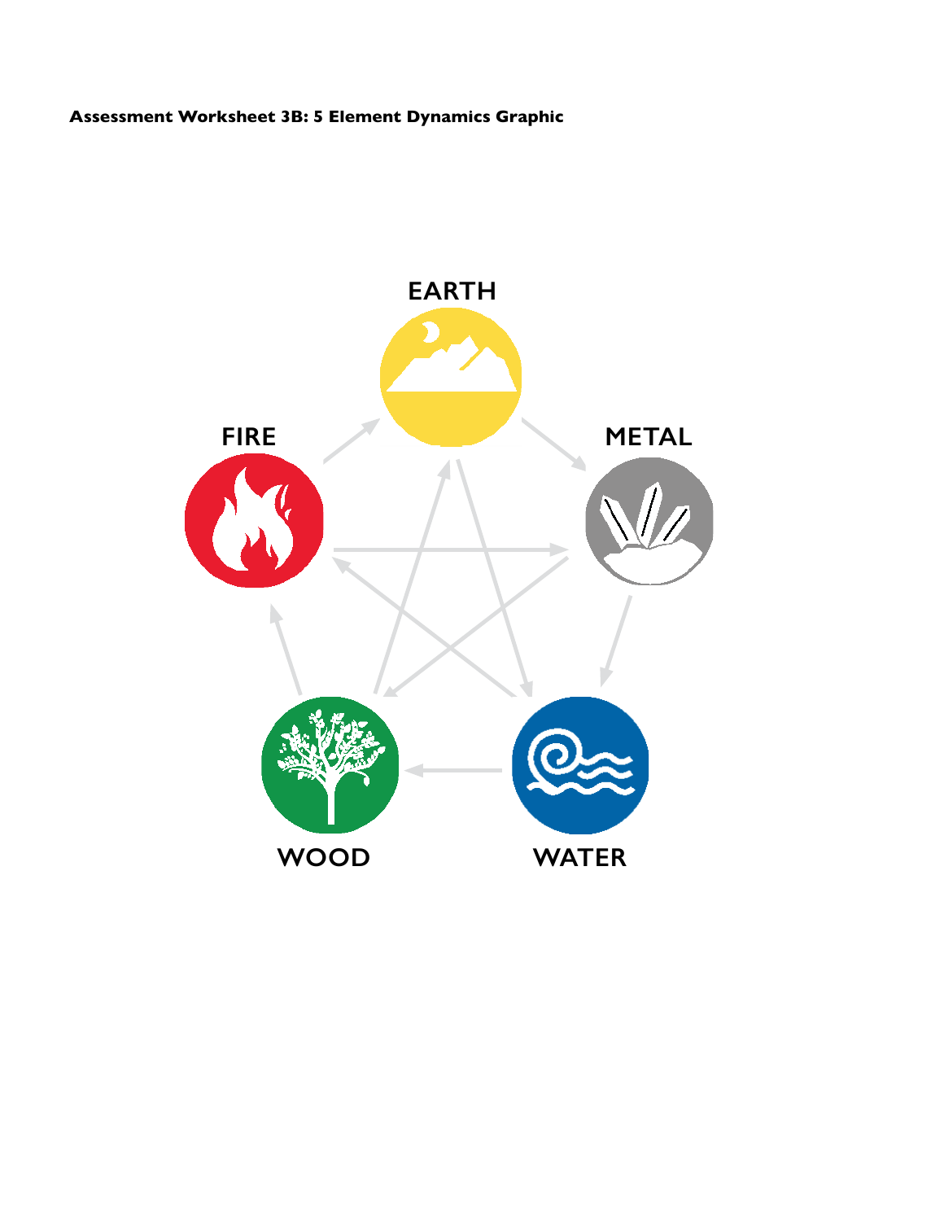**Assessment Worksheet 3B: 5 Element Dynamics Graphic**

EARTH

FIRE

METAL

WOOD

WATER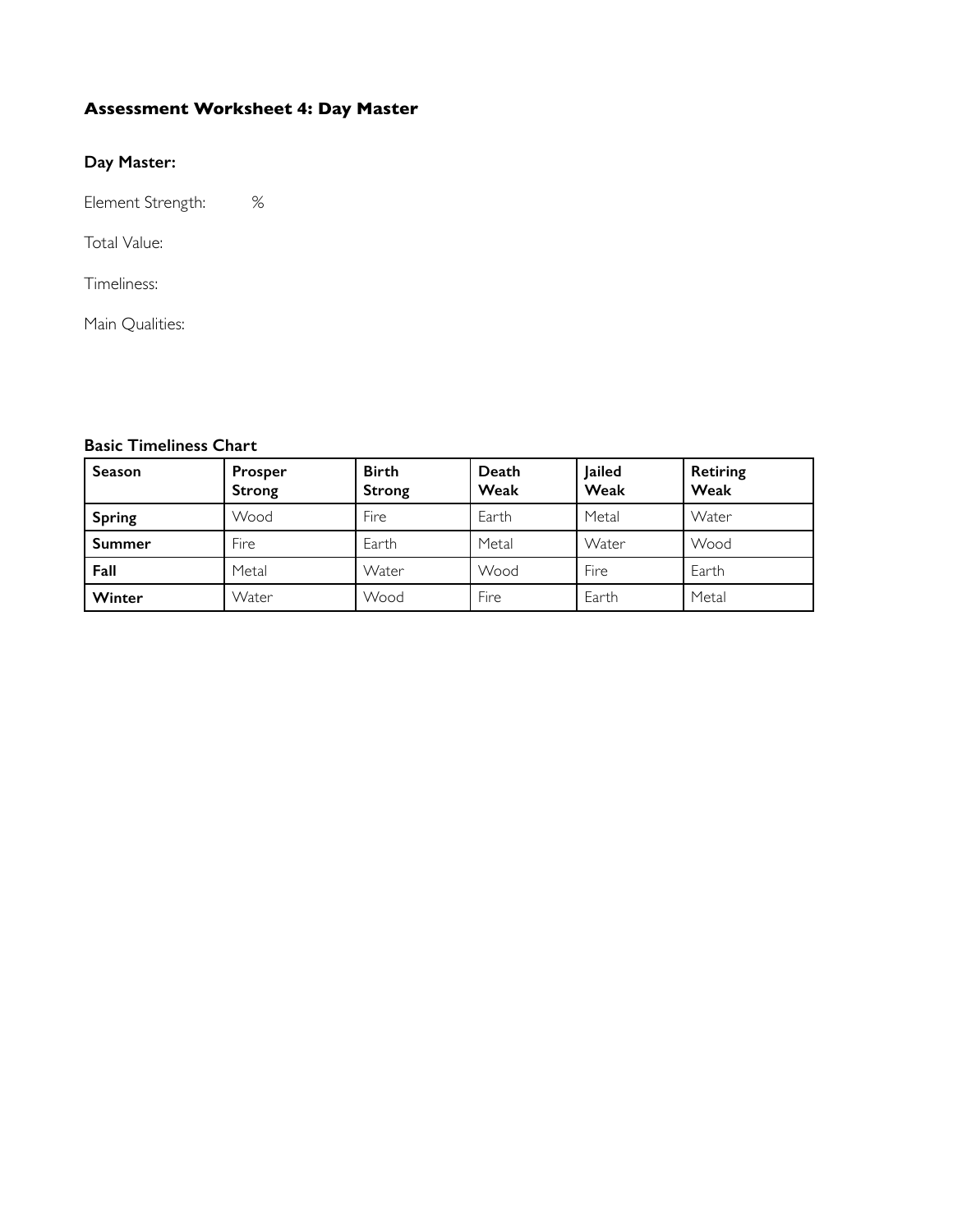### Assessment Worksheet 4: Day Master

**Day Master:**

Element Strength: %

Total Value:

Timeliness:

Main Qualities:

**Basic Timeliness Chart**

| Season | Prosper Strong | Birth Strong | Death Weak | Jailed Weak | Retiring Weak |
|---|---|---|---|---|---|
| **Spring** | Wood | Fire | Earth | Metal | Water |
| **Summer** | Fire | Earth | Metal | Water | Wood |
| **Fall** | Metal | Water | Wood | Fire | Earth |
| **Winter** | Water | Wood | Fire | Earth | Metal |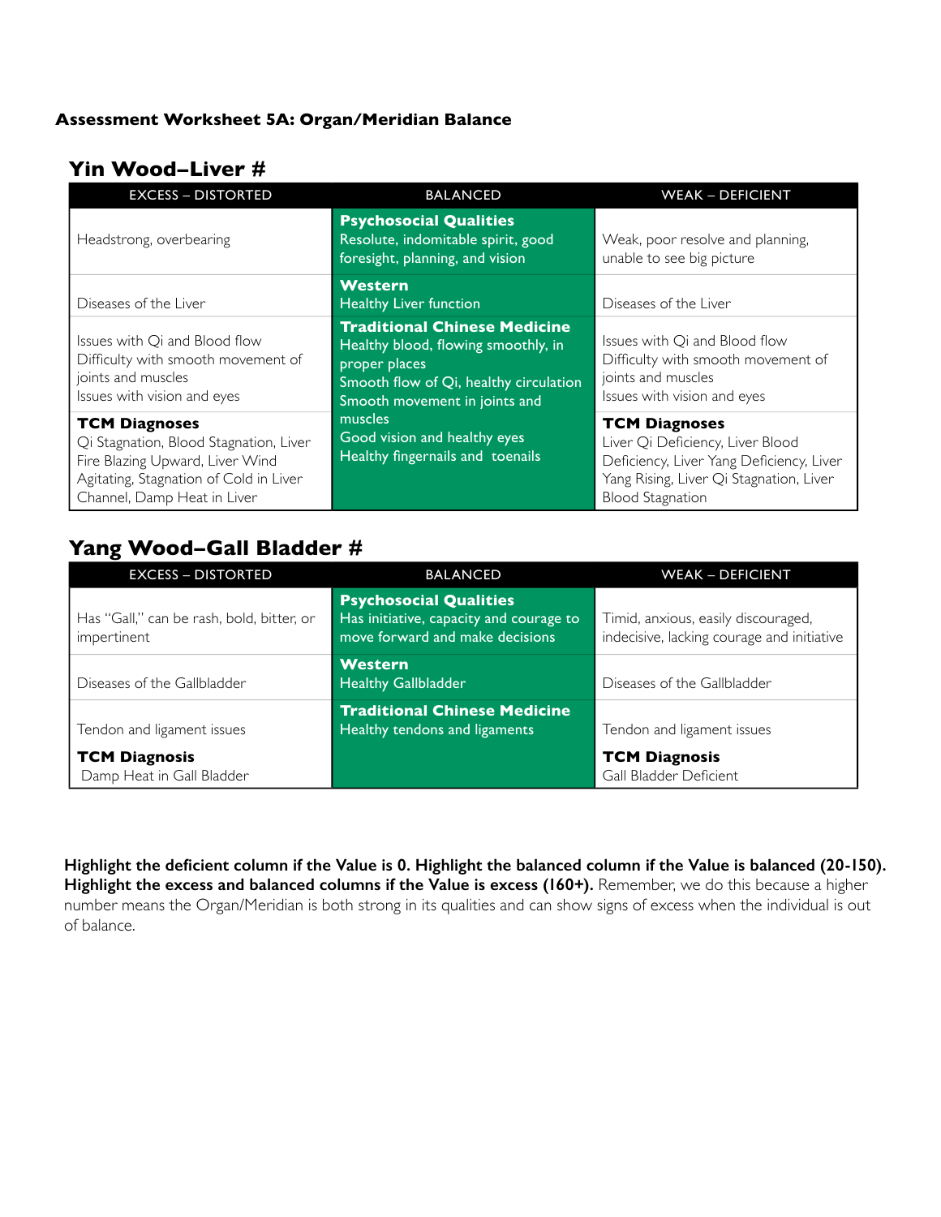**Assessment Worksheet 5A: Organ/Meridian Balance**

## Yin Wood–Liver #

| EXCESS – DISTORTED | BALANCED | WEAK – DEFICIENT |
|---|---|---|
| Headstrong, overbearing | **Psychosocial Qualities**<br>Resolute, indomitable spirit, good foresight, planning, and vision | Weak, poor resolve and planning, unable to see big picture |
| Diseases of the Liver | **Western**<br>Healthy Liver function | Diseases of the Liver |
| Issues with Qi and Blood flow<br>Difficulty with smooth movement of joints and muscles<br>Issues with vision and eyes | **Traditional Chinese Medicine**<br>Healthy blood, flowing smoothly, in proper places<br>Smooth flow of Qi, healthy circulation<br>Smooth movement in joints and muscles<br>Good vision and healthy eyes<br>Healthy fingernails and toenails | Issues with Qi and Blood flow<br>Difficulty with smooth movement of joints and muscles<br>Issues with vision and eyes |
| **TCM Diagnoses**<br>Qi Stagnation, Blood Stagnation, Liver Fire Blazing Upward, Liver Wind Agitating, Stagnation of Cold in Liver Channel, Damp Heat in Liver | | **TCM Diagnoses**<br>Liver Qi Deficiency, Liver Blood Deficiency, Liver Yang Deficiency, Liver Yang Rising, Liver Qi Stagnation, Liver Blood Stagnation |

## Yang Wood–Gall Bladder #

| EXCESS – DISTORTED | BALANCED | WEAK – DEFICIENT |
|---|---|---|
| Has "Gall," can be rash, bold, bitter, or impertinent | **Psychosocial Qualities**<br>Has initiative, capacity and courage to move forward and make decisions | Timid, anxious, easily discouraged, indecisive, lacking courage and initiative |
| Diseases of the Gallbladder | **Western**<br>Healthy Gallbladder | Diseases of the Gallbladder |
| Tendon and ligament issues | **Traditional Chinese Medicine**<br>Healthy tendons and ligaments | Tendon and ligament issues |
| **TCM Diagnosis**<br>Damp Heat in Gall Bladder | | **TCM Diagnosis**<br>Gall Bladder Deficient |

**Highlight the deficient column if the Value is 0. Highlight the balanced column if the Value is balanced (20-150). Highlight the excess and balanced columns if the Value is excess (160+).** Remember, we do this because a higher number means the Organ/Meridian is both strong in its qualities and can show signs of excess when the individual is out of balance.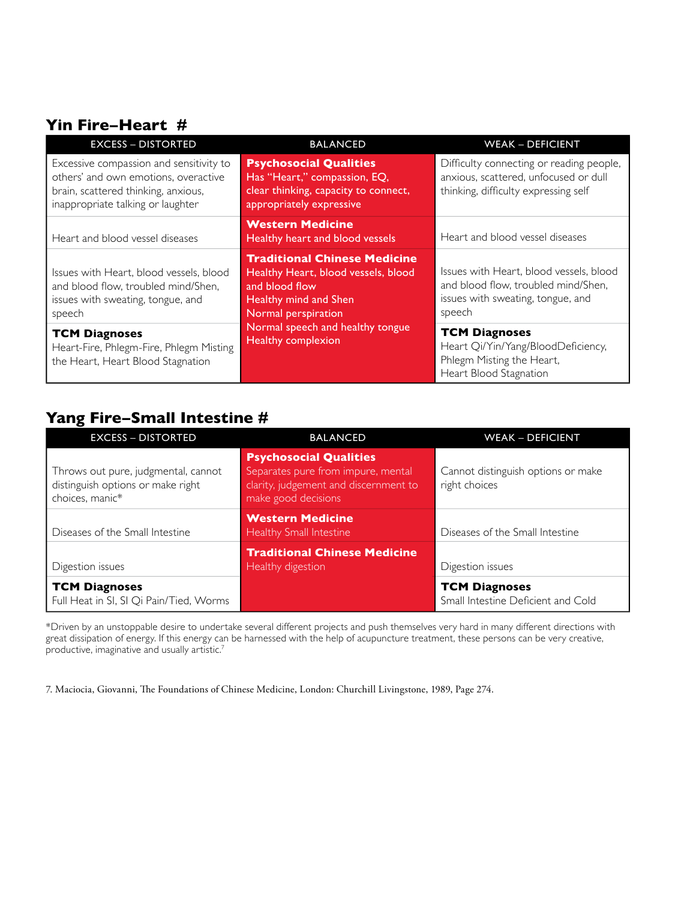## Yin Fire–Heart #

| EXCESS – DISTORTED | BALANCED | WEAK – DEFICIENT |
|---|---|---|
| Excessive compassion and sensitivity to others' and own emotions, overactive brain, scattered thinking, anxious, inappropriate talking or laughter | **Psychosocial Qualities**<br>Has "Heart," compassion, EQ, clear thinking, capacity to connect, appropriately expressive | Difficulty connecting or reading people, anxious, scattered, unfocused or dull thinking, difficulty expressing self |
| Heart and blood vessel diseases | **Western Medicine**<br>Healthy heart and blood vessels | Heart and blood vessel diseases |
| Issues with Heart, blood vessels, blood and blood flow, troubled mind/Shen, issues with sweating, tongue, and speech | **Traditional Chinese Medicine**<br>Healthy Heart, blood vessels, blood and blood flow<br>Healthy mind and Shen<br>Normal perspiration<br>Normal speech and healthy tongue<br>Healthy complexion | Issues with Heart, blood vessels, blood and blood flow, troubled mind/Shen, issues with sweating, tongue, and speech |
| **TCM Diagnoses**<br>Heart-Fire, Phlegm-Fire, Phlegm Misting the Heart, Heart Blood Stagnation | | **TCM Diagnoses**<br>Heart Qi/Yin/Yang/BloodDeficiency, Phlegm Misting the Heart, Heart Blood Stagnation |

## Yang Fire–Small Intestine #

| EXCESS – DISTORTED | BALANCED | WEAK – DEFICIENT |
|---|---|---|
| Throws out pure, judgmental, cannot distinguish options or make right choices, manic* | **Psychosocial Qualities**<br>Separates pure from impure, mental clarity, judgement and discernment to make good decisions | Cannot distinguish options or make right choices |
| Diseases of the Small Intestine | **Western Medicine**<br>Healthy Small Intestine | Diseases of the Small Intestine |
| Digestion issues | **Traditional Chinese Medicine**<br>Healthy digestion | Digestion issues |
| **TCM Diagnoses**<br>Full Heat in SI, SI Qi Pain/Tied, Worms | | **TCM Diagnoses**<br>Small Intestine Deficient and Cold |

*Driven by an unstoppable desire to undertake several different projects and push themselves very hard in many different directions with great dissipation of energy. If this energy can be harnessed with the help of acupuncture treatment, these persons can be very creative, productive, imaginative and usually artistic.[7]

7. Maciocia, Giovanni, The Foundations of Chinese Medicine, London: Churchill Livingstone, 1989, Page 274.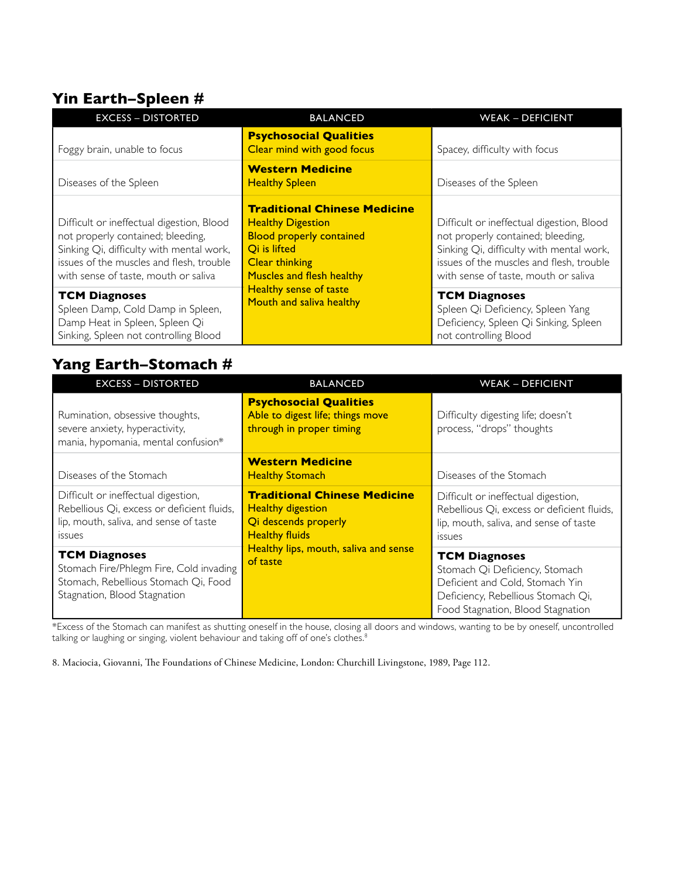## Yin Earth–Spleen #

| EXCESS – DISTORTED | BALANCED | WEAK – DEFICIENT |
|---|---|---|
| Foggy brain, unable to focus | **Psychosocial Qualities**<br>Clear mind with good focus | Spacey, difficulty with focus |
| Diseases of the Spleen | **Western Medicine**<br>Healthy Spleen | Diseases of the Spleen |
| Difficult or ineffectual digestion, Blood not properly contained; bleeding, Sinking Qi, difficulty with mental work, issues of the muscles and flesh, trouble with sense of taste, mouth or saliva | **Traditional Chinese Medicine**<br>Healthy Digestion<br>Blood properly contained<br>Qi is lifted<br>Clear thinking<br>Muscles and flesh healthy<br>Healthy sense of taste<br>Mouth and saliva healthy | Difficult or ineffectual digestion, Blood not properly contained; bleeding, Sinking Qi, difficulty with mental work, issues of the muscles and flesh, trouble with sense of taste, mouth or saliva |
| **TCM Diagnoses**<br>Spleen Damp, Cold Damp in Spleen, Damp Heat in Spleen, Spleen Qi Sinking, Spleen not controlling Blood | | **TCM Diagnoses**<br>Spleen Qi Deficiency, Spleen Yang Deficiency, Spleen Qi Sinking, Spleen not controlling Blood |

## Yang Earth–Stomach #

| EXCESS – DISTORTED | BALANCED | WEAK – DEFICIENT |
|---|---|---|
| Rumination, obsessive thoughts, severe anxiety, hyperactivity, mania, hypomania, mental confusion* | **Psychosocial Qualities**<br>Able to digest life; things move through in proper timing | Difficulty digesting life; doesn't process, "drops" thoughts |
| Diseases of the Stomach | **Western Medicine**<br>Healthy Stomach | Diseases of the Stomach |
| Difficult or ineffectual digestion, Rebellious Qi, excess or deficient fluids, lip, mouth, saliva, and sense of taste issues | **Traditional Chinese Medicine**<br>Healthy digestion<br>Qi descends properly<br>Healthy fluids<br>Healthy lips, mouth, saliva and sense of taste | Difficult or ineffectual digestion, Rebellious Qi, excess or deficient fluids, lip, mouth, saliva, and sense of taste issues |
| **TCM Diagnoses**<br>Stomach Fire/Phlegm Fire, Cold invading Stomach, Rebellious Stomach Qi, Food Stagnation, Blood Stagnation | | **TCM Diagnoses**<br>Stomach Qi Deficiency, Stomach Deficient and Cold, Stomach Yin Deficiency, Rebellious Stomach Qi, Food Stagnation, Blood Stagnation |

*Excess of the Stomach can manifest as shutting oneself in the house, closing all doors and windows, wanting to be by oneself, uncontrolled talking or laughing or singing, violent behaviour and taking off of one's clothes.[8]

8. Maciocia, Giovanni, The Foundations of Chinese Medicine, London: Churchill Livingstone, 1989, Page 112.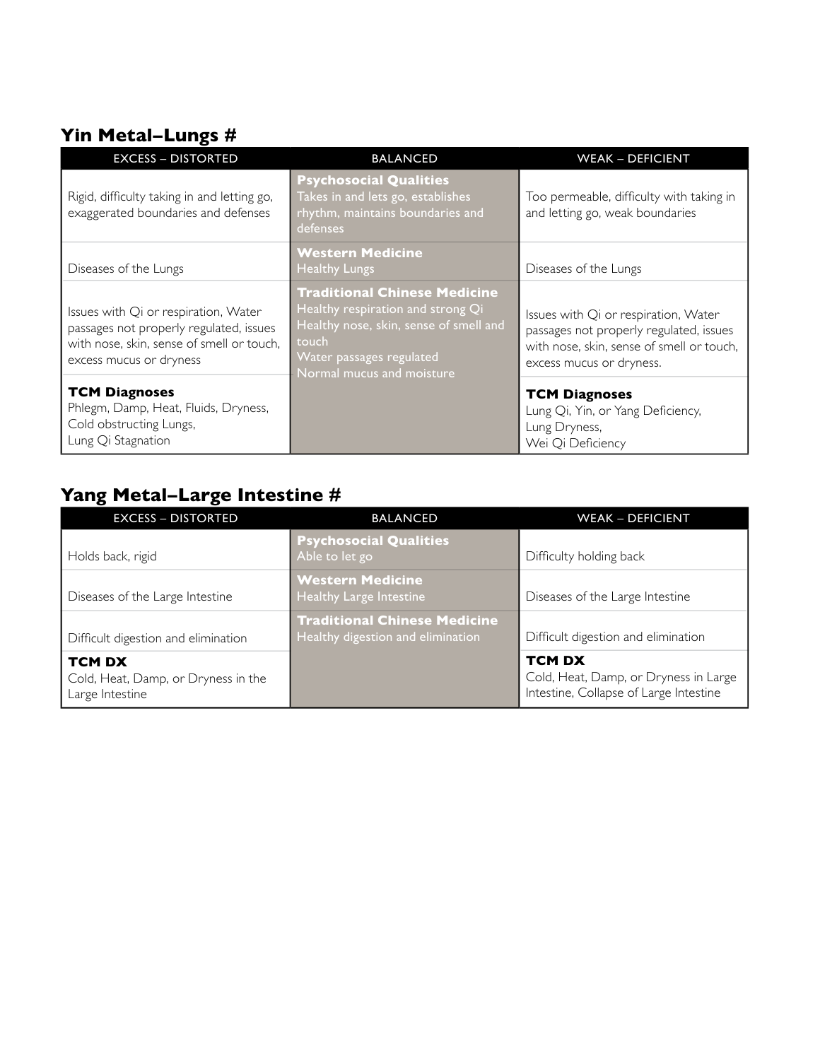## Yin Metal–Lungs #

| EXCESS – DISTORTED | BALANCED | WEAK – DEFICIENT |
| --- | --- | --- |
| Rigid, difficulty taking in and letting go, exaggerated boundaries and defenses | **Psychosocial Qualities** Takes in and lets go, establishes rhythm, maintains boundaries and defenses | Too permeable, difficulty with taking in and letting go, weak boundaries |
| Diseases of the Lungs | **Western Medicine** Healthy Lungs | Diseases of the Lungs |
| Issues with Qi or respiration, Water passages not properly regulated, issues with nose, skin, sense of smell or touch, excess mucus or dryness | **Traditional Chinese Medicine** Healthy respiration and strong Qi Healthy nose, skin, sense of smell and touch Water passages regulated Normal mucus and moisture | Issues with Qi or respiration, Water passages not properly regulated, issues with nose, skin, sense of smell or touch, excess mucus or dryness. |
| **TCM Diagnoses** Phlegm, Damp, Heat, Fluids, Dryness, Cold obstructing Lungs, Lung Qi Stagnation | | **TCM Diagnoses** Lung Qi, Yin, or Yang Deficiency, Lung Dryness, Wei Qi Deficiency |

## Yang Metal–Large Intestine #

| EXCESS – DISTORTED | BALANCED | WEAK – DEFICIENT |
| --- | --- | --- |
| Holds back, rigid | **Psychosocial Qualities** Able to let go | Difficulty holding back |
| Diseases of the Large Intestine | **Western Medicine** Healthy Large Intestine | Diseases of the Large Intestine |
| Difficult digestion and elimination | **Traditional Chinese Medicine** Healthy digestion and elimination | Difficult digestion and elimination |
| **TCM DX** Cold, Heat, Damp, or Dryness in the Large Intestine | | **TCM DX** Cold, Heat, Damp, or Dryness in Large Intestine, Collapse of Large Intestine |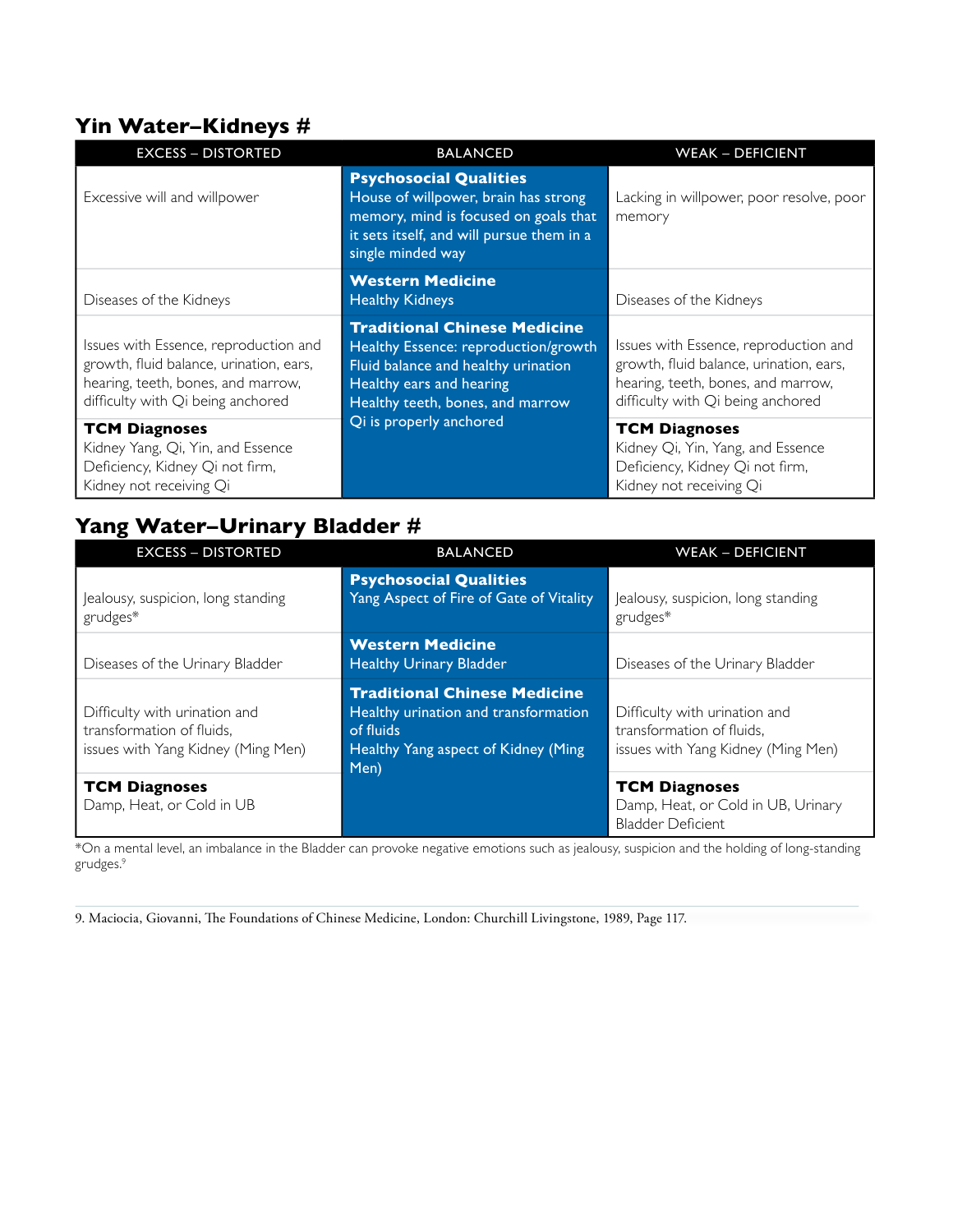## Yin Water–Kidneys #

| EXCESS – DISTORTED | BALANCED | WEAK – DEFICIENT |
|---|---|---|
| Excessive will and willpower | **Psychosocial Qualities**<br>House of willpower, brain has strong memory, mind is focused on goals that it sets itself, and will pursue them in a single minded way | Lacking in willpower, poor resolve, poor memory |
| Diseases of the Kidneys | **Western Medicine**<br>Healthy Kidneys | Diseases of the Kidneys |
| Issues with Essence, reproduction and growth, fluid balance, urination, ears, hearing, teeth, bones, and marrow, difficulty with Qi being anchored | **Traditional Chinese Medicine**<br>Healthy Essence: reproduction/growth<br>Fluid balance and healthy urination<br>Healthy ears and hearing<br>Healthy teeth, bones, and marrow<br>Qi is properly anchored | Issues with Essence, reproduction and growth, fluid balance, urination, ears, hearing, teeth, bones, and marrow, difficulty with Qi being anchored |
| **TCM Diagnoses**<br>Kidney Yang, Qi, Yin, and Essence Deficiency, Kidney Qi not firm, Kidney not receiving Qi | | **TCM Diagnoses**<br>Kidney Qi, Yin, Yang, and Essence Deficiency, Kidney Qi not firm, Kidney not receiving Qi |

## Yang Water–Urinary Bladder #

| EXCESS – DISTORTED | BALANCED | WEAK – DEFICIENT |
|---|---|---|
| Jealousy, suspicion, long standing grudges* | **Psychosocial Qualities**<br>Yang Aspect of Fire of Gate of Vitality | Jealousy, suspicion, long standing grudges* |
| Diseases of the Urinary Bladder | **Western Medicine**<br>Healthy Urinary Bladder | Diseases of the Urinary Bladder |
| Difficulty with urination and transformation of fluids,<br>issues with Yang Kidney (Ming Men) | **Traditional Chinese Medicine**<br>Healthy urination and transformation of fluids<br>Healthy Yang aspect of Kidney (Ming Men) | Difficulty with urination and transformation of fluids,<br>issues with Yang Kidney (Ming Men) |
| **TCM Diagnoses**<br>Damp, Heat, or Cold in UB | | **TCM Diagnoses**<br>Damp, Heat, or Cold in UB, Urinary Bladder Deficient |

*On a mental level, an imbalance in the Bladder can provoke negative emotions such as jealousy, suspicion and the holding of long-standing grudges.[9]

9. Maciocia, Giovanni, The Foundations of Chinese Medicine, London: Churchill Livingstone, 1989, Page 117.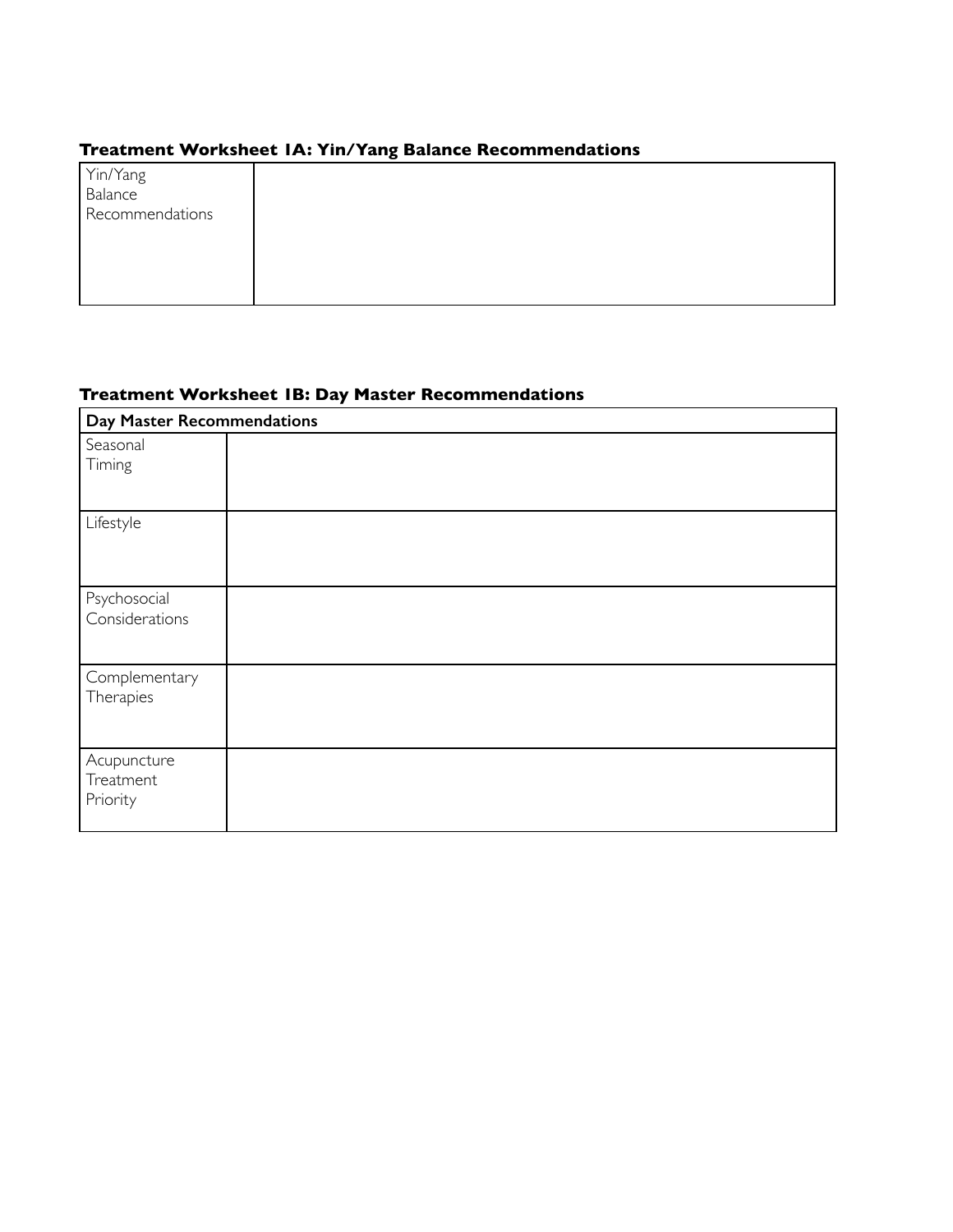### Treatment Worksheet 1A: Yin/Yang Balance Recommendations

| Yin/Yang Balance Recommendations | |
|---|---|

### Treatment Worksheet 1B: Day Master Recommendations

| **Day Master Recommendations** | |
|---|---|
| Seasonal Timing | |
| Lifestyle | |
| Psychosocial Considerations | |
| Complementary Therapies | |
| Acupuncture Treatment Priority | |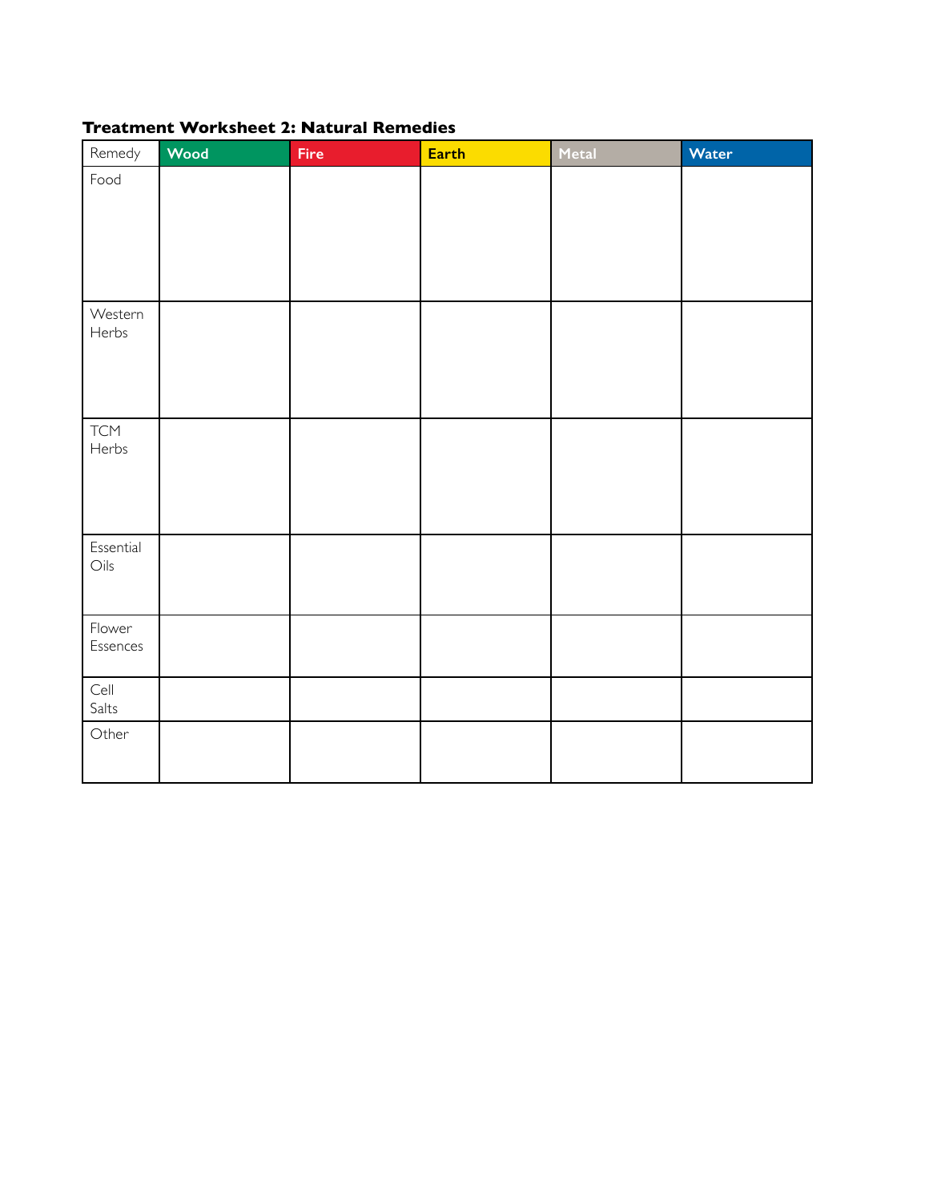**Treatment Worksheet 2: Natural Remedies**

| Remedy | Wood | Fire | Earth | Metal | Water |
|---|---|---|---|---|---|
| Food | | | | | |
| Western Herbs | | | | | |
| TCM Herbs | | | | | |
| Essential Oils | | | | | |
| Flower Essences | | | | | |
| Cell Salts | | | | | |
| Other | | | | | |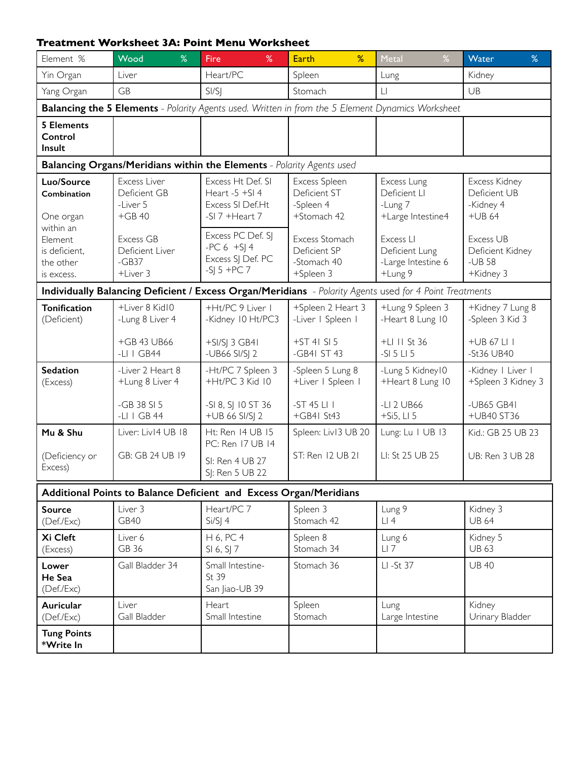**Treatment Worksheet 3A: Point Menu Worksheet**

| Element % | Wood % | Fire % | Earth % | Metal % | Water % |
|---|---|---|---|---|---|
| Yin Organ | Liver | Heart/PC | Spleen | Lung | Kidney |
| Yang Organ | GB | SI/SJ | Stomach | LI | UB |
| **Balancing the 5 Elements** - *Polarity Agents used. Written in from the 5 Element Dynamics Worksheet* | | | | | |
| **5 Elements Control Insult** | | | | | |
| **Balancing Organs/Meridians within the Elements** - *Polarity Agents used* | | | | | |
| **Luo/Source Combination** One organ within an Element is deficient, the other is excess. | Excess Liver Deficient GB -Liver 5 +GB 40 Excess GB Deficient Liver -GB37 +Liver 3 | Excess Ht Def. SI Heart -5 +SI 4 Excess SI Def.Ht -SI 7 +Heart 7 Excess PC Def. SJ -PC 6 +SJ 4 Excess SJ Def. PC -SJ 5 +PC 7 | Excess Spleen Deficient ST -Spleen 4 +Stomach 42 Excess Stomach Deficient SP -Stomach 40 +Spleen 3 | Excess Lung Deficient LI -Lung 7 +Large Intestine4 Excess LI Deficient Lung -Large Intestine 6 +Lung 9 | Excess Kidney Deficient UB -Kidney 4 +UB 64 Excess UB Deficient Kidney -UB 58 +Kidney 3 |
| **Individually Balancing Deficient / Excess Organ/Meridians** - *Polarity Agents used for 4 Point Treatments* | | | | | |
| **Tonification** (Deficient) | +Liver 8 Kid10 -Lung 8 Liver 4 +GB 43 UB66 -LI 1 GB44 | +Ht/PC 9 Liver 1 -Kidney 10 Ht/PC3 +SI/SJ 3 GB41 -UB66 SI/SJ 2 | +Spleen 2 Heart 3 -Liver 1 Spleen 1 +ST 41 SI 5 -GB41 ST 43 | +Lung 9 Spleen 3 -Heart 8 Lung 10 +LI 11 St 36 -SI 5 LI 5 | +Kidney 7 Lung 8 -Spleen 3 Kid 3 +UB 67 LI 1 -St36 UB40 |
| **Sedation** (Excess) | -Liver 2 Heart 8 +Lung 8 Liver 4 -GB 38 SI 5 -LI 1 GB 44 | -Ht/PC 7 Spleen 3 +Ht/PC 3 Kid 10 -SI 8, SJ 10 ST 36 +UB 66 SI/SJ 2 | -Spleen 5 Lung 8 +Liver 1 Spleen 1 -ST 45 LI 1 +GB41 St43 | -Lung 5 Kidney10 +Heart 8 Lung 10 -LI 2 UB66 +Si5, LI 5 | -Kidney 1 Liver 1 +Spleen 3 Kidney 3 -UB65 GB41 +UB40 ST36 |
| **Mu & Shu** (Deficiency or Excess) | Liver: Liv14 UB 18 GB: GB 24 UB 19 | Ht: Ren 14 UB 15 PC: Ren 17 UB 14 SI: Ren 4 UB 27 SJ: Ren 5 UB 22 | Spleen: Liv13 UB 20 ST: Ren 12 UB 21 | Lung: Lu 1 UB 13 LI: St 25 UB 25 | Kid.: GB 25 UB 23 UB: Ren 3 UB 28 |
| **Additional Points to Balance Deficient and Excess Organ/Meridians** | | | | | |
| **Source** (Def./Exc) | Liver 3 GB40 | Heart/PC 7 Si/SJ 4 | Spleen 3 Stomach 42 | Lung 9 LI 4 | Kidney 3 UB 64 |
| **Xi Cleft** (Excess) | Liver 6 GB 36 | H 6, PC 4 SI 6, SJ 7 | Spleen 8 Stomach 34 | Lung 6 LI 7 | Kidney 5 UB 63 |
| **Lower He Sea** (Def./Exc) | Gall Bladder 34 | Small Intestine-St 39 San Jiao-UB 39 | Stomach 36 | LI -St 37 | UB 40 |
| **Auricular** (Def./Exc) | Liver Gall Bladder | Heart Small Intestine | Spleen Stomach | Lung Large Intestine | Kidney Urinary Bladder |
| **Tung Points** *Write In | | | | | |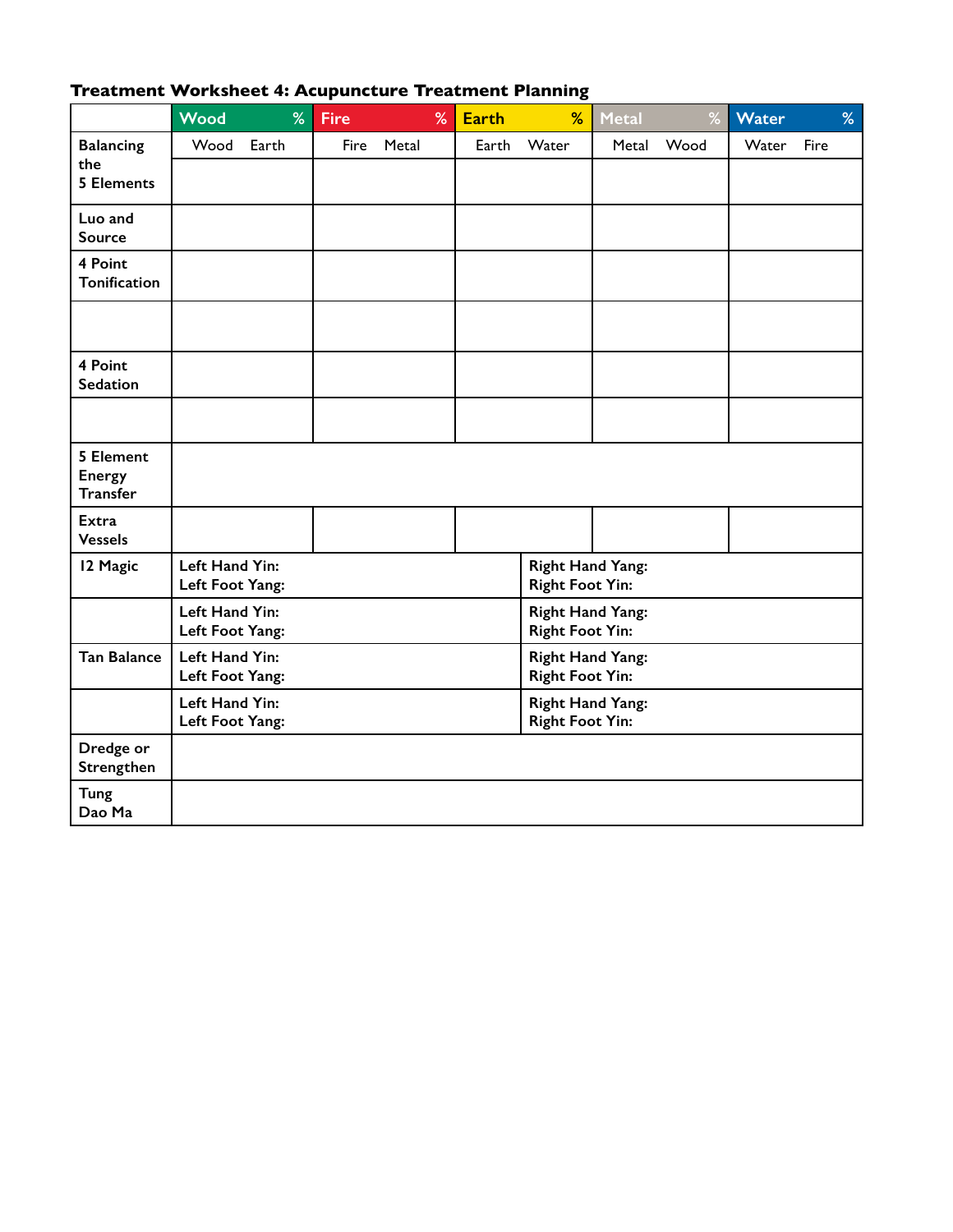### Treatment Worksheet 4: Acupuncture Treatment Planning

| | Wood % | Fire % | Earth % | Metal % | Water % |
|---|---|---|---|---|---|
| Balancing the 5 Elements | Wood Earth | Fire Metal | Earth Water | Metal Wood | Water Fire |
| | | | | | |
| Luo and Source | | | | | |
| 4 Point Tonification | | | | | |
| | | | | | |
| 4 Point Sedation | | | | | |
| | | | | | |
| 5 Element Energy Transfer | | | | | |
| Extra Vessels | | | | | |
| 12 Magic | Left Hand Yin:<br>Left Foot Yang: | | Right Hand Yang:<br>Right Foot Yin: | | |
| | Left Hand Yin:<br>Left Foot Yang: | | Right Hand Yang:<br>Right Foot Yin: | | |
| Tan Balance | Left Hand Yin:<br>Left Foot Yang: | | Right Hand Yang:<br>Right Foot Yin: | | |
| | Left Hand Yin:<br>Left Foot Yang: | | Right Hand Yang:<br>Right Foot Yin: | | |
| Dredge or Strengthen | | | | | |
| Tung Dao Ma | | | | | |